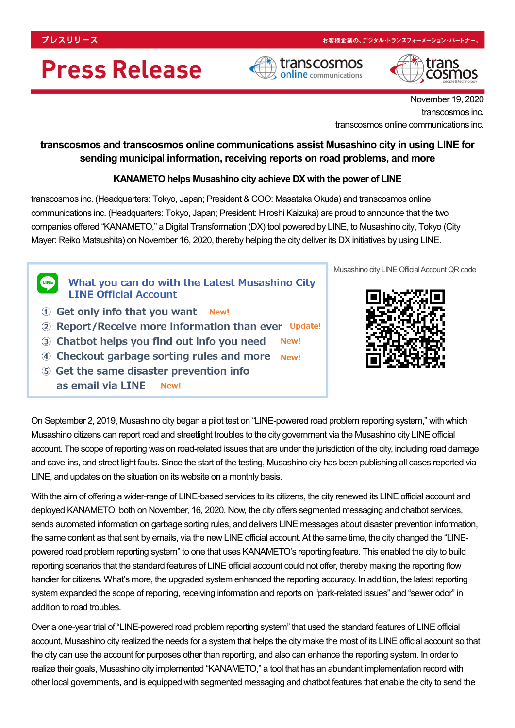プレスリリース　　お客様企業の、デジタル・トランスフォーメーション・パートナー。

# Press Release

November 19, 2020
transcosmos inc.
transcosmos online communications inc.

## transcosmos and transcosmos online communications assist Musashino city in using LINE for sending municipal information, receiving reports on road problems, and more

### KANAMETO helps Musashino city achieve DX with the power of LINE

transcosmos inc. (Headquarters: Tokyo, Japan; President & COO: Masataka Okuda) and transcosmos online communications inc. (Headquarters: Tokyo, Japan; President: Hiroshi Kaizuka) are proud to announce that the two companies offered "KANAMETO," a Digital Transformation (DX) tool powered by LINE, to Musashino city, Tokyo (City Mayer: Reiko Matsushita) on November 16, 2020, thereby helping the city deliver its DX initiatives by using LINE.

**What you can do with the Latest Musashino City LINE Official Account**

① Get only info that you want New!
② Report/Receive more information than ever Update!
③ Chatbot helps you find out info you need New!
④ Checkout garbage sorting rules and more New!
⑤ Get the same disaster prevention info as email via LINE New!

Musashino city LINE Official Account QR code

On September 2, 2019, Musashino city began a pilot test on "LINE-powered road problem reporting system," with which Musashino citizens can report road and streetlight troubles to the city government via the Musashino city LINE official account. The scope of reporting was on road-related issues that are under the jurisdiction of the city, including road damage and cave-ins, and street light faults. Since the start of the testing, Musashino city has been publishing all cases reported via LINE, and updates on the situation on its website on a monthly basis.

With the aim of offering a wider-range of LINE-based services to its citizens, the city renewed its LINE official account and deployed KANAMETO, both on November, 16, 2020. Now, the city offers segmented messaging and chatbot services, sends automated information on garbage sorting rules, and delivers LINE messages about disaster prevention information, the same content as that sent by emails, via the new LINE official account. At the same time, the city changed the "LINE-powered road problem reporting system" to one that uses KANAMETO's reporting feature. This enabled the city to build reporting scenarios that the standard features of LINE official account could not offer, thereby making the reporting flow handier for citizens. What's more, the upgraded system enhanced the reporting accuracy. In addition, the latest reporting system expanded the scope of reporting, receiving information and reports on "park-related issues" and "sewer odor" in addition to road troubles.

Over a one-year trial of "LINE-powered road problem reporting system" that used the standard features of LINE official account, Musashino city realized the needs for a system that helps the city make the most of its LINE official account so that the city can use the account for purposes other than reporting, and also can enhance the reporting system. In order to realize their goals, Musashino city implemented "KANAMETO," a tool that has an abundant implementation record with other local governments, and is equipped with segmented messaging and chatbot features that enable the city to send the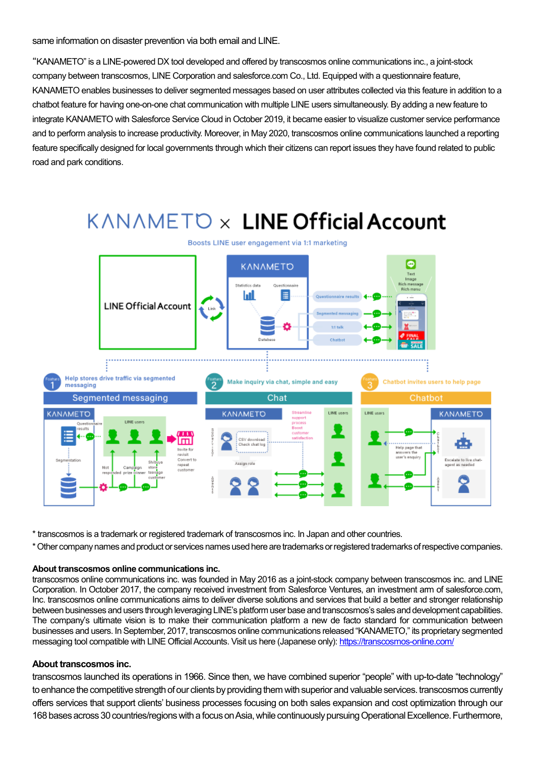same information on disaster prevention via both email and LINE.

"KANAMETO" is a LINE-powered DX tool developed and offered by transcosmos online communications inc., a joint-stock company between transcosmos, LINE Corporation and salesforce.com Co., Ltd. Equipped with a questionnaire feature, KANAMETO enables businesses to deliver segmented messages based on user attributes collected via this feature in addition to a chatbot feature for having one-on-one chat communication with multiple LINE users simultaneously. By adding a new feature to integrate KANAMETO with Salesforce Service Cloud in October 2019, it became easier to visualize customer service performance and to perform analysis to increase productivity. Moreover, in May 2020, transcosmos online communications launched a reporting feature specifically designed for local governments through which their citizens can report issues they have found related to public road and park conditions.

\* transcosmos is a trademark or registered trademark of transcosmos inc. In Japan and other countries.

\* Other company names and product or services names used here are trademarks or registered trademarks of respective companies.

**About transcosmos online communications inc.**

transcosmos online communications inc. was founded in May 2016 as a joint-stock company between transcosmos inc. and LINE Corporation. In October 2017, the company received investment from Salesforce Ventures, an investment arm of salesforce.com, Inc. transcosmos online communications aims to deliver diverse solutions and services that build a better and stronger relationship between businesses and users through leveraging LINE's platform user base and transcosmos's sales and development capabilities. The company's ultimate vision is to make their communication platform a new de facto standard for communication between businesses and users. In September, 2017, transcosmos online communications released "KANAMETO," its proprietary segmented messaging tool compatible with LINE Official Accounts. Visit us here (Japanese only): https://transcosmos-online.com/

**About transcosmos inc.**

transcosmos launched its operations in 1966. Since then, we have combined superior "people" with up-to-date "technology" to enhance the competitive strength of our clients by providing them with superior and valuable services. transcosmos currently offers services that support clients' business processes focusing on both sales expansion and cost optimization through our 168 bases across 30 countries/regions with a focus on Asia, while continuously pursuing Operational Excellence. Furthermore,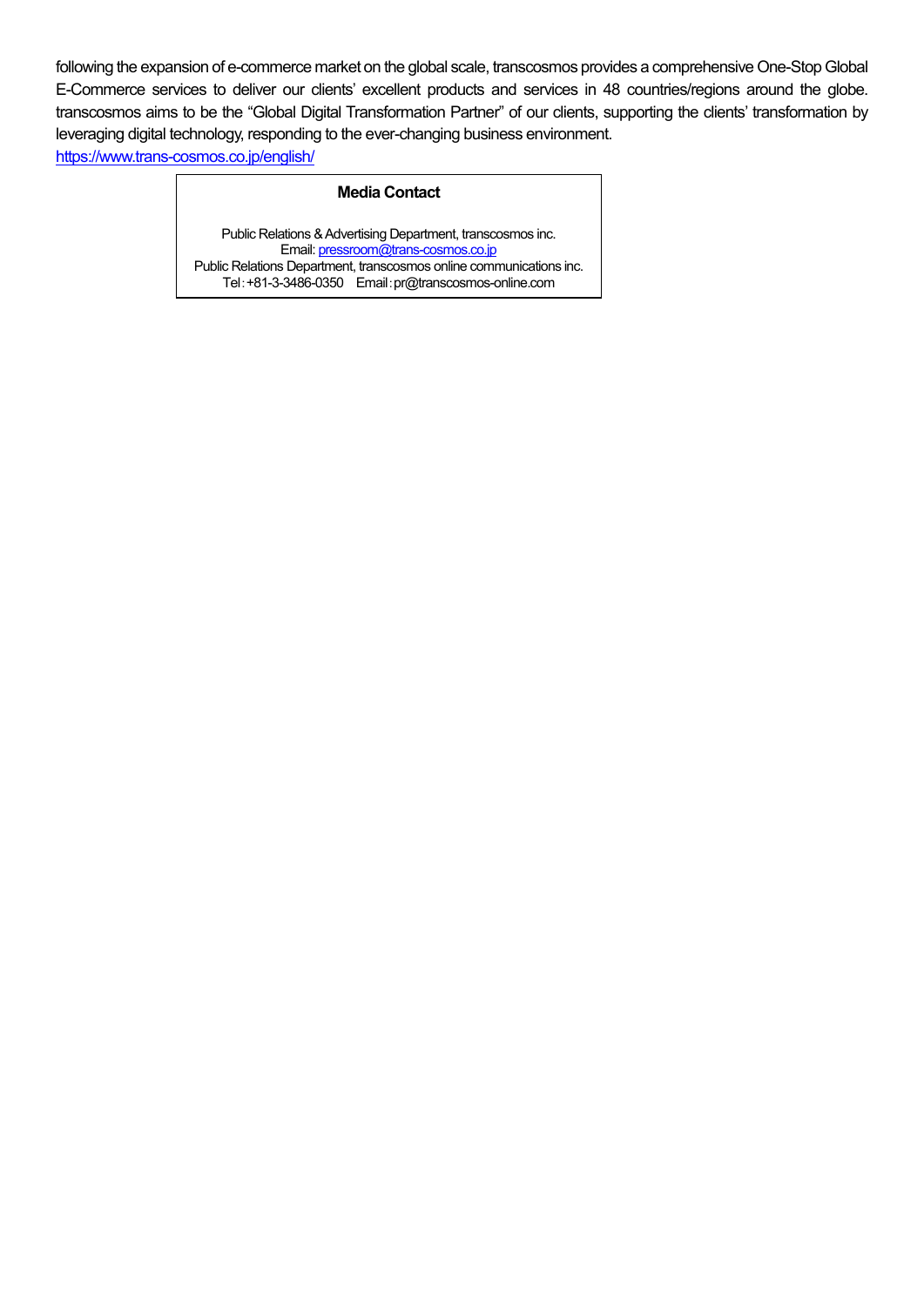following the expansion of e-commerce market on the global scale, transcosmos provides a comprehensive One-Stop Global E-Commerce services to deliver our clients' excellent products and services in 48 countries/regions around the globe. transcosmos aims to be the "Global Digital Transformation Partner" of our clients, supporting the clients' transformation by leveraging digital technology, responding to the ever-changing business environment.

https://www.trans-cosmos.co.jp/english/

**Media Contact**

Public Relations & Advertising Department, transcosmos inc.
Email: pressroom@trans-cosmos.co.jp
Public Relations Department, transcosmos online communications inc.
Tel：+81-3-3486-0350　Email：pr@transcosmos-online.com